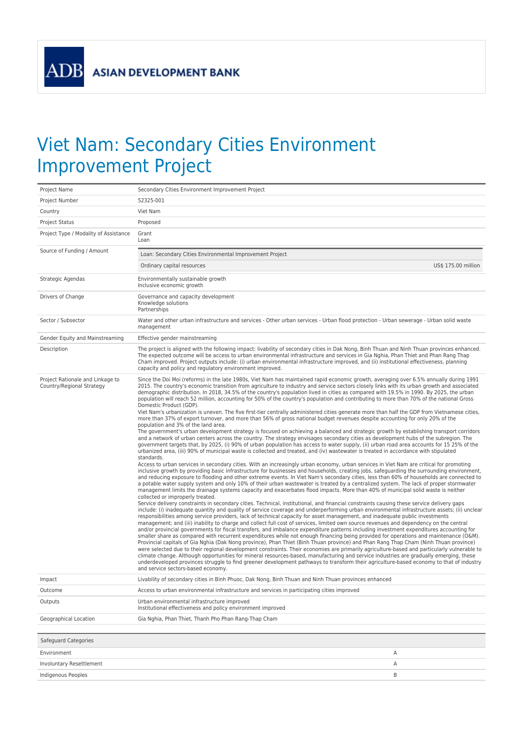ADB ASIAN DEVELOPMENT BANK

# Viet Nam: Secondary Cities Environment Improvement Project

| | |
|---|---|
| Project Name | Secondary Cities Environment Improvement Project |
| Project Number | 52325-001 |
| Country | Viet Nam |
| Project Status | Proposed |
| Project Type / Modality of Assistance | Grant<br>Loan |
| Source of Funding / Amount | Loan: Secondary Cities Environmental Improvement Project<br>Ordinary capital resources — US$ 175.00 million |
| Strategic Agendas | Environmentally sustainable growth<br>Inclusive economic growth |
| Drivers of Change | Governance and capacity development<br>Knowledge solutions<br>Partnerships |
| Sector / Subsector | Water and other urban infrastructure and services - Other urban services - Urban flood protection - Urban sewerage - Urban solid waste management |
| Gender Equity and Mainstreaming | Effective gender mainstreaming |
| Description | The project is aligned with the following impact: livability of secondary cities in Dak Nong, Binh Thuan and Ninh Thuan provinces enhanced. The expected outcome will be access to urban environmental infrastructure and services in Gia Nghia, Phan Thiet and Phan Rang Thap Cham improved. Project outputs include: (i) urban environmental infrastructure improved, and (ii) institutional effectiveness, planning capacity and policy and regulatory environment improved. |
| Project Rationale and Linkage to Country/Regional Strategy | Since the Doi Moi (reforms) in the late 1980s, Viet Nam has maintained rapid economic growth, averaging over 6.5% annually during 1991 2015. The country's economic transition from agriculture to industry and service sectors closely links with its urban growth and associated demographic distribution. In 2018, 34.5% of the country's population lived in cities as compared with 19.5% in 1990. By 2025, the urban population will reach 52 million, accounting for 50% of the country's population and contributing to more than 70% of the national Gross Domestic Product (GDP).<br>Viet Nam's urbanization is uneven. The five first-tier centrally administered cities generate more than half the GDP from Vietnamese cities, more than 37% of export turnover, and more than 56% of gross national budget revenues despite accounting for only 20% of the population and 3% of the land area.<br>The government's urban development strategy is focused on achieving a balanced and strategic growth by establishing transport corridors and a network of urban centers across the country. The strategy envisages secondary cities as development hubs of the subregion. The government targets that, by 2025, (i) 90% of urban population has access to water supply, (ii) urban road area accounts for 15 25% of the urbanized area, (iii) 90% of municipal waste is collected and treated, and (iv) wastewater is treated in accordance with stipulated standards.<br>Access to urban services in secondary cities. With an increasingly urban economy, urban services in Viet Nam are critical for promoting inclusive growth by providing basic infrastructure for businesses and households, creating jobs, safeguarding the surrounding environment, and reducing exposure to flooding and other extreme events. In Viet Nam's secondary cities, less than 60% of households are connected to a potable water supply system and only 10% of their urban wastewater is treated by a centralized system. The lack of proper stormwater management limits the drainage systems capacity and exacerbates flood impacts. More than 40% of municipal solid waste is neither collected or improperly treated.<br>Service delivery constraints in secondary cities. Technical, institutional, and financial constraints causing these service delivery gaps include: (i) inadequate quantity and quality of service coverage and underperforming urban environmental infrastructure assets; (ii) unclear responsibilities among service providers, lack of technical capacity for asset management, and inadequate public investments management; and (iii) inability to charge and collect full cost of services, limited own source revenues and dependency on the central and/or provincial governments for fiscal transfers, and imbalance expenditure patterns including investment expenditures accounting for smaller share as compared with recurrent expenditures while not enough financing being provided for operations and maintenance (O&M).<br>Provincial capitals of Gia Nghia (Dak Nong province), Phan Thiet (Binh Thuan province) and Phan Rang Thap Cham (Ninh Thuan province) were selected due to their regional development constraints. Their economies are primarily agriculture-based and particularly vulnerable to climate change. Although opportunities for mineral resources-based, manufacturing and service industries are gradually emerging, these underdeveloped provinces struggle to find greener development pathways to transform their agriculture-based economy to that of industry and service sectors-based economy. |
| Impact | Livability of secondary cities in Binh Phuoc, Dak Nong, Binh Thuan and Ninh Thuan provinces enhanced |
| Outcome | Access to urban environmental infrastructure and services in participating cities improved |
| Outputs | Urban environmental infrastructure improved<br>Institutional effectiveness and policy environment improved |
| Geographical Location | Gia Nghia, Phan Thiet, Thanh Pho Phan Rang-Thap Cham |

| Safeguard Categories | |
|---|---|
| Environment | A |
| Involuntary Resettlement | A |
| Indigenous Peoples | B |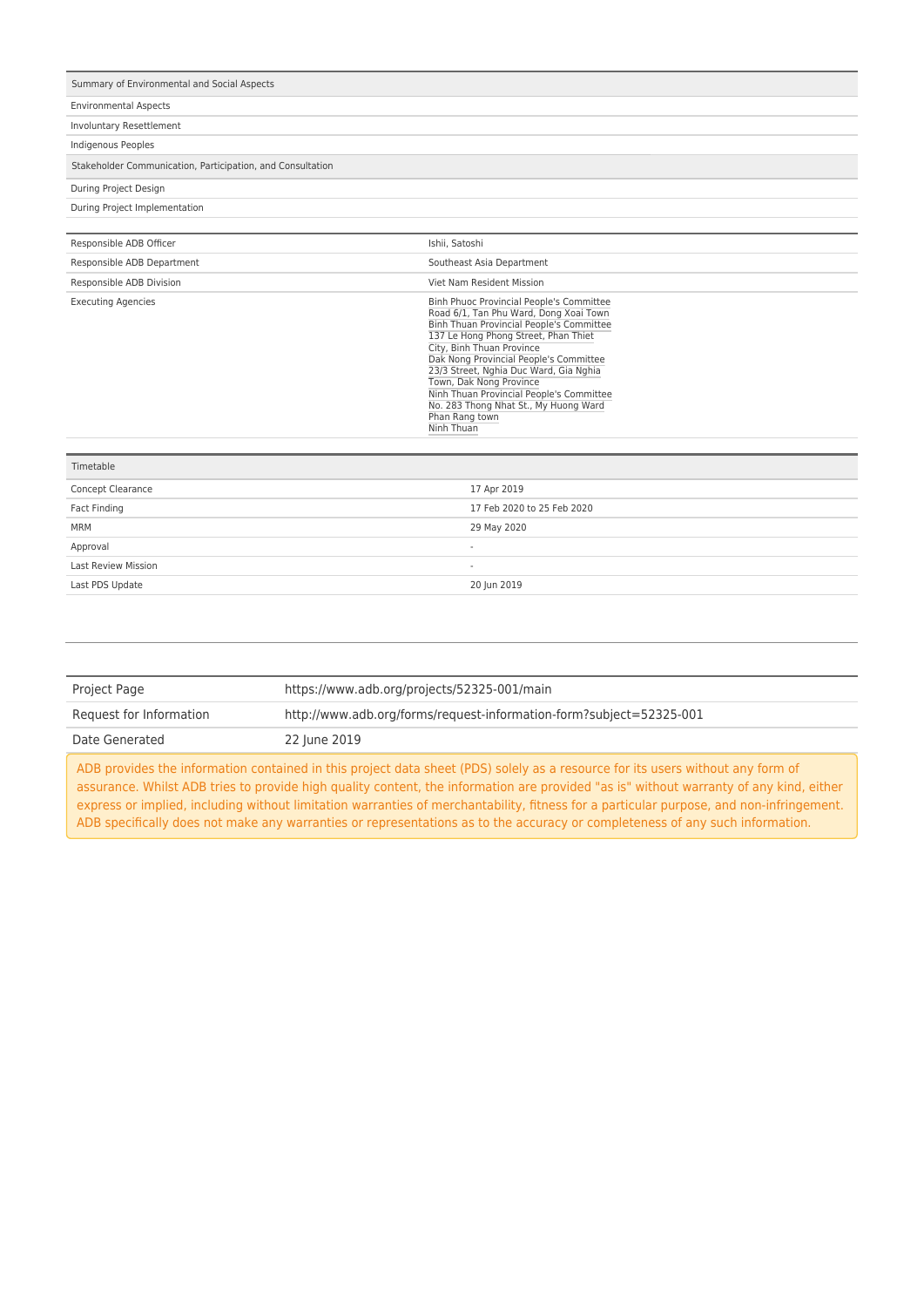| Summary of Environmental and Social Aspects | |
|---|---|
| Environmental Aspects | |
| Involuntary Resettlement | |
| Indigenous Peoples | |
| **Stakeholder Communication, Participation, and Consultation** | |
| During Project Design | |
| During Project Implementation | |

| | |
|---|---|
| Responsible ADB Officer | Ishii, Satoshi |
| Responsible ADB Department | Southeast Asia Department |
| Responsible ADB Division | Viet Nam Resident Mission |
| Executing Agencies | Binh Phuoc Provincial People's Committee<br>Road 6/1, Tan Phu Ward, Dong Xoai Town<br>Binh Thuan Provincial People's Committee<br>137 Le Hong Phong Street, Phan Thiet City, Binh Thuan Province<br>Dak Nong Provincial People's Committee<br>23/3 Street, Nghia Duc Ward, Gia Nghia Town, Dak Nong Province<br>Ninh Thuan Provincial People's Committee<br>No. 283 Thong Nhat St., My Huong Ward Phan Rang town<br>Ninh Thuan |

| Timetable | |
|---|---|
| Concept Clearance | 17 Apr 2019 |
| Fact Finding | 17 Feb 2020 to 25 Feb 2020 |
| MRM | 29 May 2020 |
| Approval | - |
| Last Review Mission | - |
| Last PDS Update | 20 Jun 2019 |

| | |
|---|---|
| Project Page | https://www.adb.org/projects/52325-001/main |
| Request for Information | http://www.adb.org/forms/request-information-form?subject=52325-001 |
| Date Generated | 22 June 2019 |

ADB provides the information contained in this project data sheet (PDS) solely as a resource for its users without any form of assurance. Whilst ADB tries to provide high quality content, the information are provided "as is" without warranty of any kind, either express or implied, including without limitation warranties of merchantability, fitness for a particular purpose, and non-infringement. ADB specifically does not make any warranties or representations as to the accuracy or completeness of any such information.